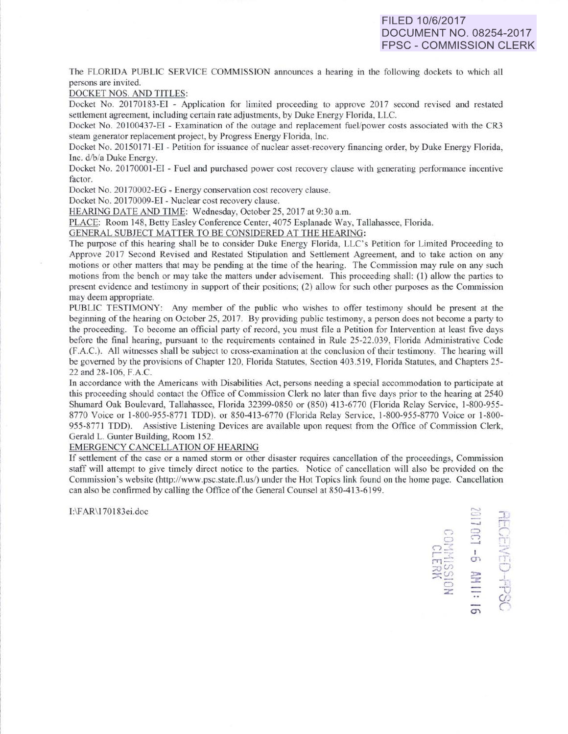FILED 10/6/2017
DOCUMENT NO. 08254-2017
FPSC - COMMISSION CLERK

The FLORIDA PUBLIC SERVICE COMMISSION announces a hearing in the following dockets to which all persons are invited.

DOCKET NOS. AND TITLES:

Docket No. 20170183-EI - Application for limited proceeding to approve 2017 second revised and restated settlement agreement, including certain rate adjustments, by Duke Energy Florida, LLC.

Docket No. 20100437-EI - Examination of the outage and replacement fuel/power costs associated with the CR3 steam generator replacement project, by Progress Energy Florida, Inc.

Docket No. 20150171-EI - Petition for issuance of nuclear asset-recovery financing order, by Duke Energy Florida, Inc. d/b/a Duke Energy.

Docket No. 20170001-EI - Fuel and purchased power cost recovery clause with generating performance incentive factor.

Docket No. 20170002-EG - Energy conservation cost recovery clause.

Docket No. 20170009-EI - Nuclear cost recovery clause.

HEARING DATE AND TIME: Wednesday, October 25, 2017 at 9:30 a.m.

PLACE: Room 148, Betty Easley Conference Center, 4075 Esplanade Way, Tallahassee, Florida.

GENERAL SUBJECT MATTER TO BE CONSIDERED AT THE HEARING:

The purpose of this hearing shall be to consider Duke Energy Florida, LLC's Petition for Limited Proceeding to Approve 2017 Second Revised and Restated Stipulation and Settlement Agreement, and to take action on any motions or other matters that may be pending at the time of the hearing. The Commission may rule on any such motions from the bench or may take the matters under advisement. This proceeding shall: (1) allow the parties to present evidence and testimony in support of their positions; (2) allow for such other purposes as the Commission may deem appropriate.

PUBLIC TESTIMONY: Any member of the public who wishes to offer testimony should be present at the beginning of the hearing on October 25, 2017. By providing public testimony, a person does not become a party to the proceeding. To become an official party of record, you must file a Petition for Intervention at least five days before the final hearing, pursuant to the requirements contained in Rule 25-22.039, Florida Administrative Code (F.A.C.). All witnesses shall be subject to cross-examination at the conclusion of their testimony. The hearing will be governed by the provisions of Chapter 120, Florida Statutes, Section 403.519, Florida Statutes, and Chapters 25-22 and 28-106, F.A.C.

In accordance with the Americans with Disabilities Act, persons needing a special accommodation to participate at this proceeding should contact the Office of Commission Clerk no later than five days prior to the hearing at 2540 Shumard Oak Boulevard, Tallahassee, Florida 32399-0850 or (850) 413-6770 (Florida Relay Service, 1-800-955-8770 Voice or 1-800-955-8771 TDD). or 850-413-6770 (Florida Relay Service, 1-800-955-8770 Voice or 1-800-955-8771 TDD). Assistive Listening Devices are available upon request from the Office of Commission Clerk, Gerald L. Gunter Building, Room 152.

EMERGENCY CANCELLATION OF HEARING

If settlement of the case or a named storm or other disaster requires cancellation of the proceedings, Commission staff will attempt to give timely direct notice to the parties. Notice of cancellation will also be provided on the Commission's website (http://www.psc.state.fl.us/) under the Hot Topics link found on the home page. Cancellation can also be confirmed by calling the Office of the General Counsel at 850-413-6199.

I:\FAR\170183ei.doc

RECEIVED-FPSC
2017 OCT -6 AM 11:16
COMMISSION CLERK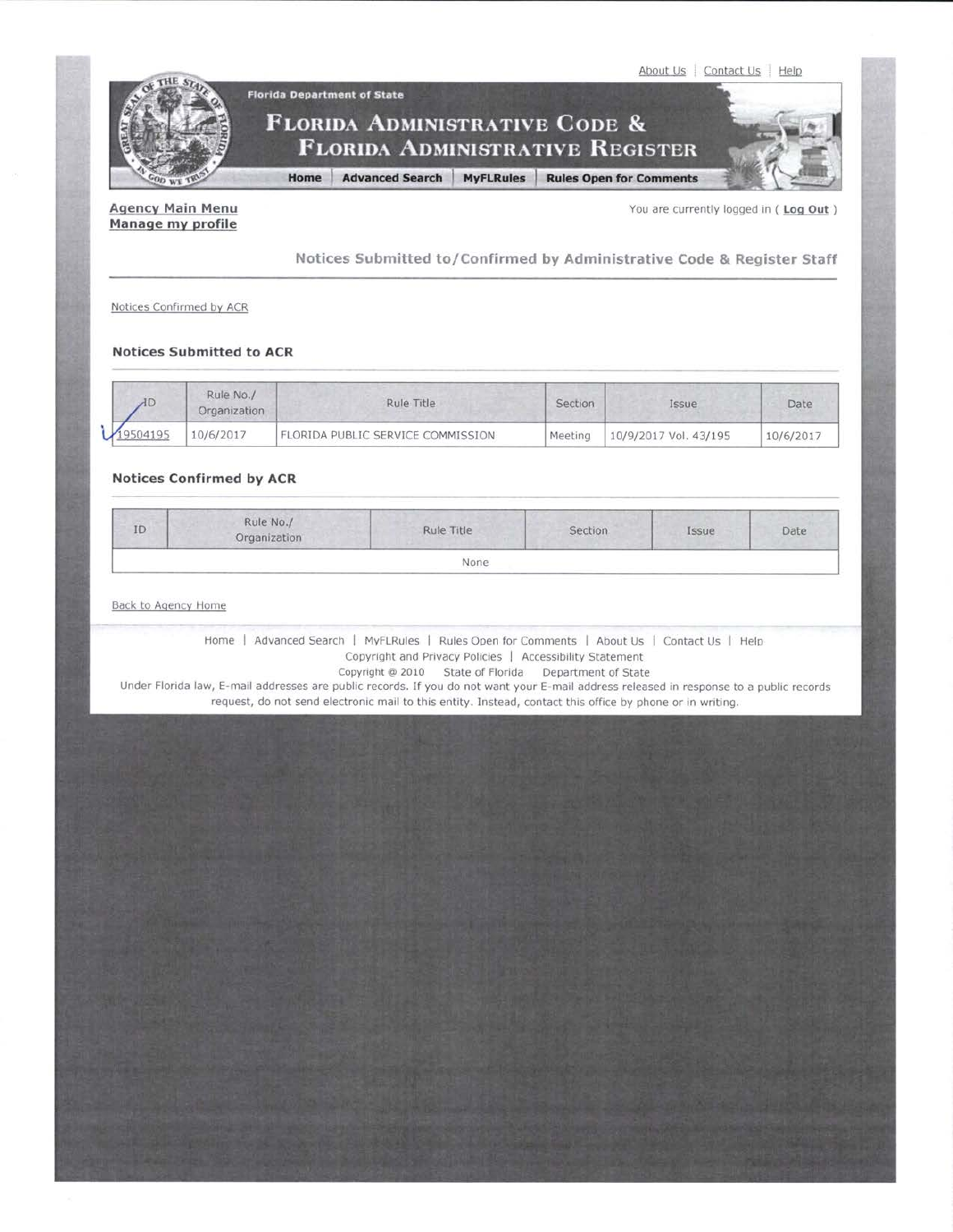About Us | Contact Us | Help

Florida Department of State

# FLORIDA ADMINISTRATIVE CODE & FLORIDA ADMINISTRATIVE REGISTER

Home | Advanced Search | MyFLRules | Rules Open for Comments

**Agency Main Menu**
**Manage my profile**

You are currently logged in ( **Log Out** )

## Notices Submitted to/Confirmed by Administrative Code & Register Staff

Notices Confirmed by ACR

### Notices Submitted to ACR

| ID | Rule No./ Organization | Rule Title | Section | Issue | Date |
|---|---|---|---|---|---|
| 19504195 | 10/6/2017 | FLORIDA PUBLIC SERVICE COMMISSION | Meeting | 10/9/2017 Vol. 43/195 | 10/6/2017 |

### Notices Confirmed by ACR

| ID | Rule No./ Organization | Rule Title | Section | Issue | Date |
|---|---|---|---|---|---|
| None | | | | | |

Back to Agency Home

Home | Advanced Search | MyFLRules | Rules Open for Comments | About Us | Contact Us | Help
Copyright and Privacy Policies | Accessibility Statement
Copyright @ 2010 State of Florida Department of State
Under Florida law, E-mail addresses are public records. If you do not want your E-mail address released in response to a public records request, do not send electronic mail to this entity. Instead, contact this office by phone or in writing.